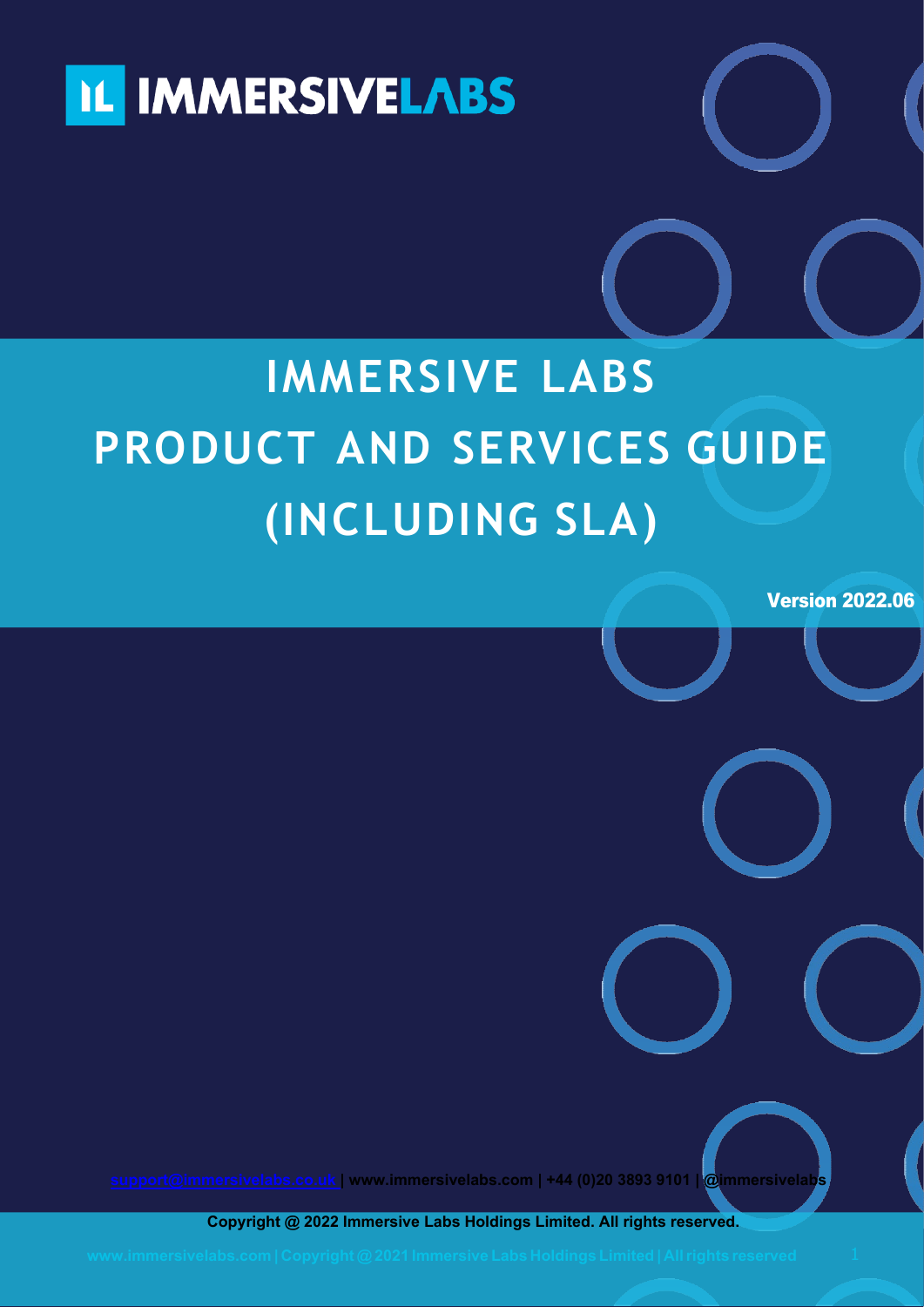IMMERSIVELABS

# IMMERSIVE LABS PRODUCT AND SERVICES GUIDE (INCLUDING SLA)

**Version 2022.06**

support@immersivelabs.co.uk | **www.immersivelabs.com | +44 (0)20 3893 9101 | @immersivelabs**

**Copyright @ 2022 Immersive Labs Holdings Limited. All rights reserved.**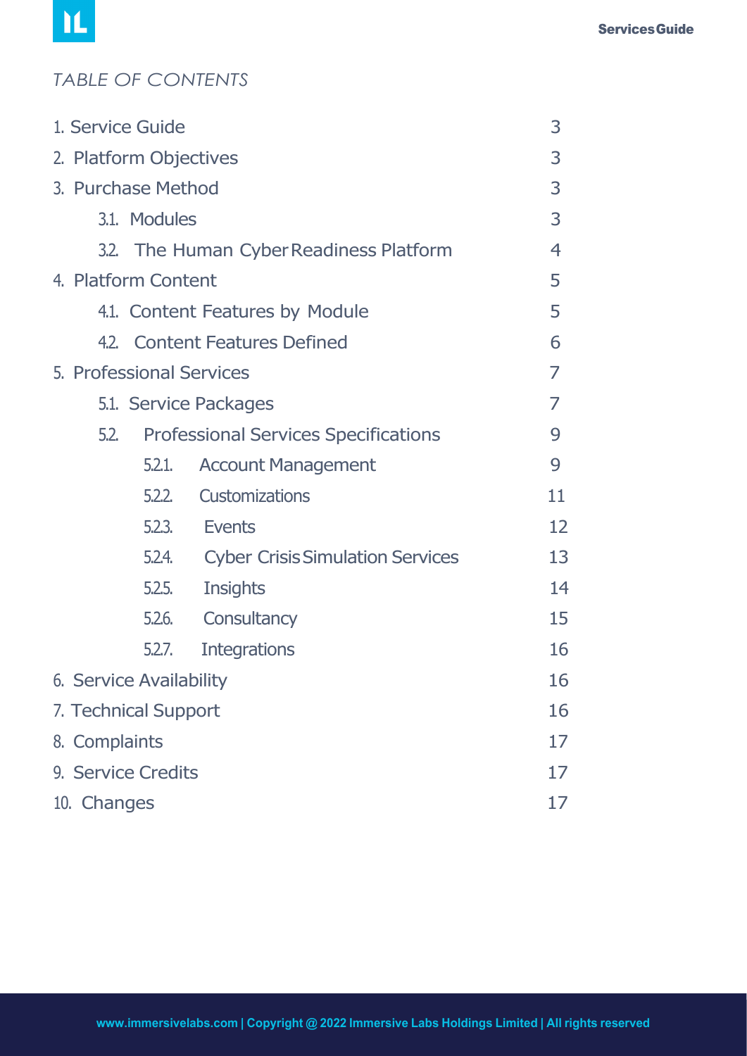## TABLE OF CONTENTS

| | |
|---|---|
| 1. Service Guide | 3 |
| 2. Platform Objectives | 3 |
| 3. Purchase Method | 3 |
| 3.1. Modules | 3 |
| 3.2. The Human Cyber Readiness Platform | 4 |
| 4. Platform Content | 5 |
| 4.1. Content Features by Module | 5 |
| 4.2. Content Features Defined | 6 |
| 5. Professional Services | 7 |
| 5.1. Service Packages | 7 |
| 5.2. Professional Services Specifications | 9 |
| 5.2.1. Account Management | 9 |
| 5.2.2. Customizations | 11 |
| 5.2.3. Events | 12 |
| 5.2.4. Cyber Crisis Simulation Services | 13 |
| 5.2.5. Insights | 14 |
| 5.2.6. Consultancy | 15 |
| 5.2.7. Integrations | 16 |
| 6. Service Availability | 16 |
| 7. Technical Support | 16 |
| 8. Complaints | 17 |
| 9. Service Credits | 17 |
| 10. Changes | 17 |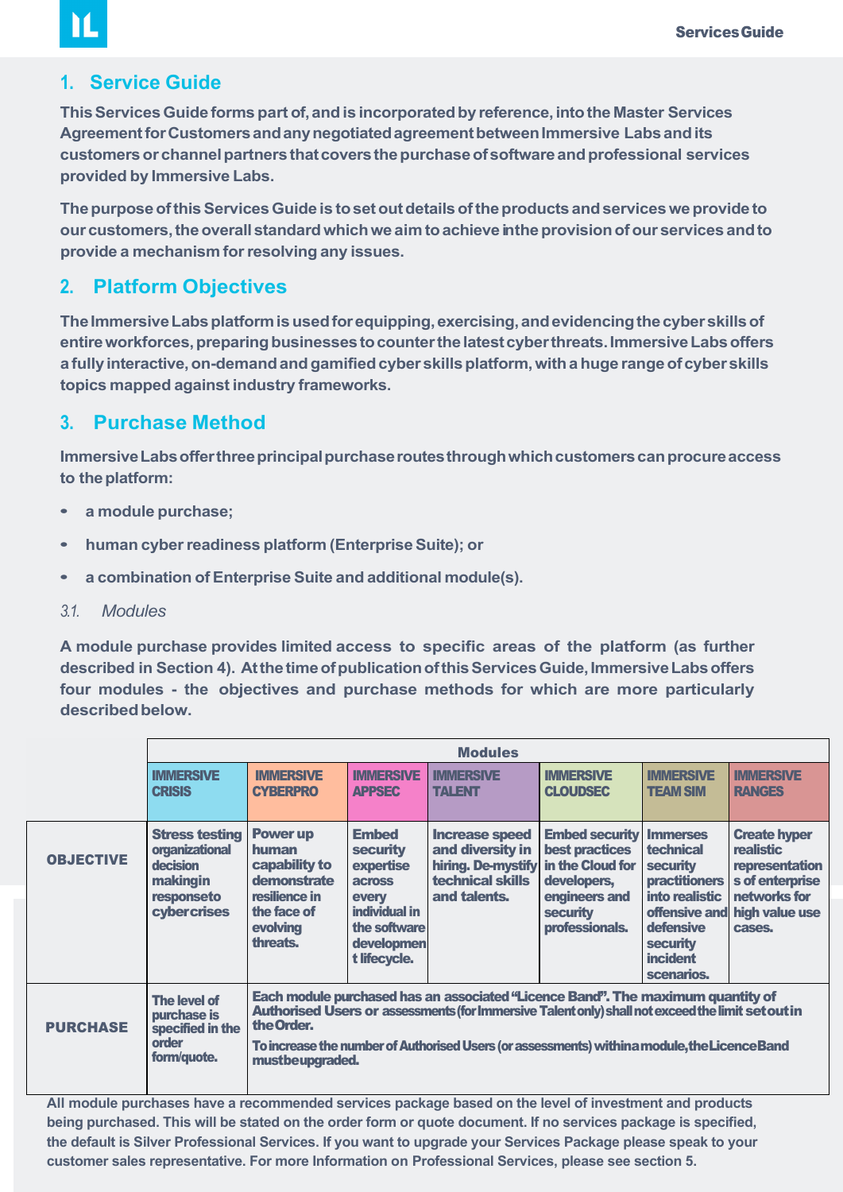## 1. Service Guide

**This Services Guide forms part of, and is incorporated by reference, into the Master Services Agreement for Customers and any negotiated agreement between Immersive Labs and its customers or channel partners that covers the purchase of software and professional services provided by Immersive Labs.**

**The purpose of this Services Guide is to set out details of the products and services we provide to our customers, the overall standard which we aim to achieve in the provision of our services and to provide a mechanism for resolving any issues.**

## 2. Platform Objectives

**The Immersive Labs platform is used for equipping, exercising, and evidencing the cyber skills of entire workforces, preparing businesses to counter the latest cyber threats. Immersive Labs offers a fully interactive, on-demand and gamified cyber skills platform, with a huge range of cyber skills topics mapped against industry frameworks.**

## 3. Purchase Method

**Immersive Labs offer three principal purchase routes through which customers can procure access to the platform:**

- **a module purchase;**
- **human cyber readiness platform (Enterprise Suite); or**
- **a combination of Enterprise Suite and additional module(s).**

### *3.1. Modules*

**A module purchase provides limited access to specific areas of the platform (as further described in Section 4). At the time of publication of this Services Guide, Immersive Labs offers four modules - the objectives and purchase methods for which are more particularly described below.**

| | Modules | | | | | | |
|---|---|---|---|---|---|---|---|
| | **IMMERSIVE CRISIS** | **IMMERSIVE CYBERPRO** | **IMMERSIVE APPSEC** | **IMMERSIVE TALENT** | **IMMERSIVE CLOUDSEC** | **IMMERSIVE TEAM SIM** | **IMMERSIVE RANGES** |
| **OBJECTIVE** | **Stress testing organizational decision makingin responseto cybercrises** | **Power up human capability to demonstrate resilience in the face of evolving threats.** | **Embed security expertise across every individual in the software development lifecycle.** | **Increase speed and diversity in hiring. De-mystify technical skills and talents.** | **Embed security best practices in the Cloud for developers, engineers and security professionals.** | **Immerses technical security practitioners into realistic offensive and defensive security incident scenarios.** | **Create hyper realistic representations of enterprise networks for high value use cases.** |
| **PURCHASE** | **The level of purchase is specified in the order form/quote.** | **Each module purchased has an associated "Licence Band". The maximum quantity of Authorised Users or assessments (for Immersive Talent only) shall not exceed the limit set out in the Order.** <br> **To increase the number of Authorised Users (or assessments) within a module, the Licence Band must be upgraded.** | | | | | |

**All module purchases have a recommended services package based on the level of investment and products being purchased. This will be stated on the order form or quote document. If no services package is specified, the default is Silver Professional Services. If you want to upgrade your Services Package please speak to your customer sales representative. For more Information on Professional Services, please see section 5.**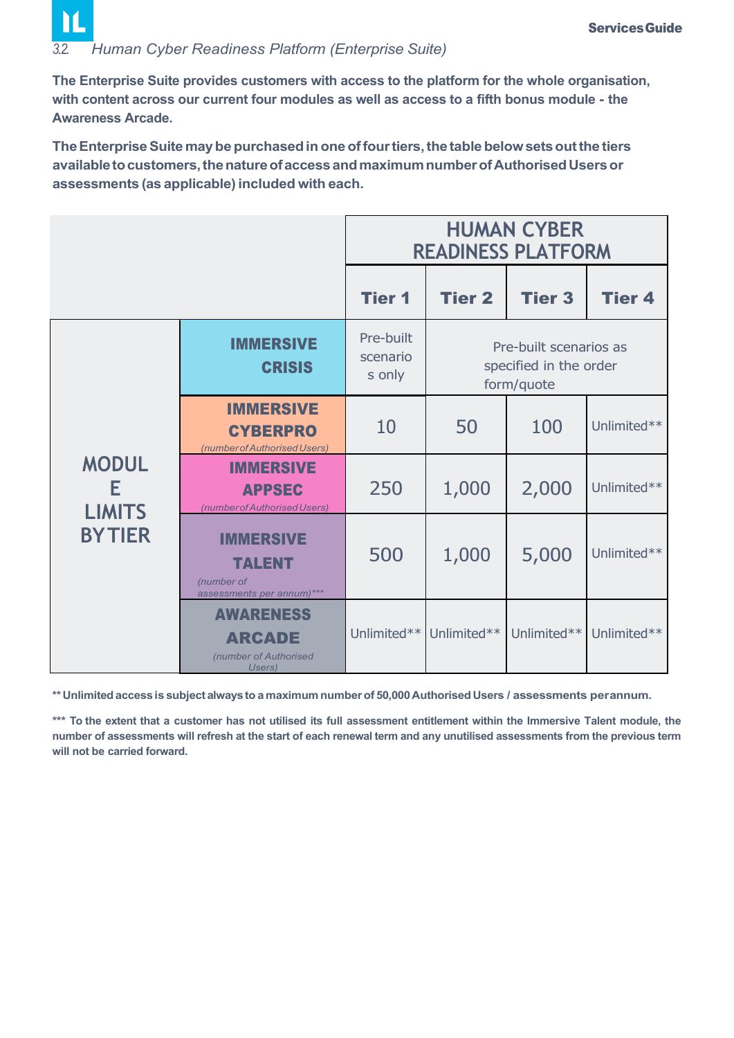### 3.2. *Human Cyber Readiness Platform (Enterprise Suite)*

**The Enterprise Suite provides customers with access to the platform for the whole organisation, with content across our current four modules as well as access to a fifth bonus module - the Awareness Arcade.**

**The Enterprise Suite may be purchased in one of four tiers, the table below sets out the tiers available to customers, the nature of access and maximum number of Authorised Users or assessments (as applicable) included with each.**

| | | HUMAN CYBER READINESS PLATFORM | | | |
|---|---|---|---|---|---|
| | | **Tier 1** | **Tier 2** | **Tier 3** | **Tier 4** |
| MODULE LIMITS BY TIER | **IMMERSIVE CRISIS** | Pre-built scenarios only | Pre-built scenarios as specified in the order form/quote | | |
| | **IMMERSIVE CYBERPRO** *(number of Authorised Users)* | 10 | 50 | 100 | Unlimited** |
| | **IMMERSIVE APPSEC** *(number of Authorised Users)* | 250 | 1,000 | 2,000 | Unlimited** |
| | **IMMERSIVE TALENT** *(number of assessments per annum)**** | 500 | 1,000 | 5,000 | Unlimited** |
| | **AWARENESS ARCADE** *(number of Authorised Users)* | Unlimited** | Unlimited** | Unlimited** | Unlimited** |

**** Unlimited access is subject always to a maximum number of 50,000 Authorised Users / assessments per annum.**

***** To the extent that a customer has not utilised its full assessment entitlement within the Immersive Talent module, the number of assessments will refresh at the start of each renewal term and any unutilised assessments from the previous term will not be carried forward.**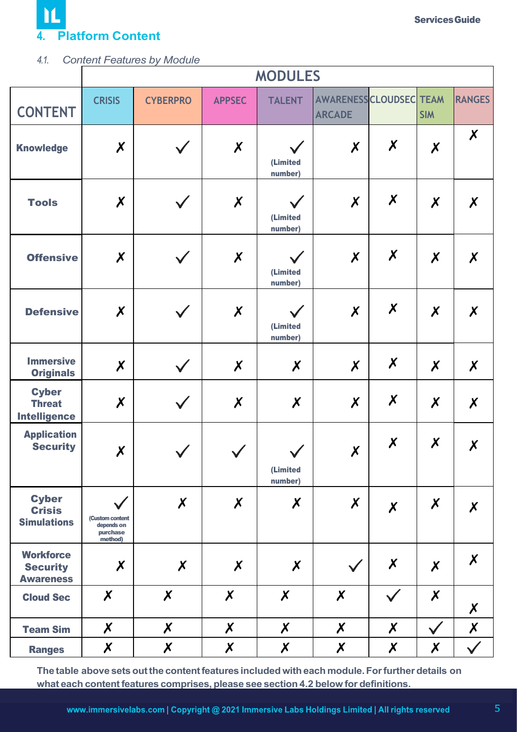## 4. Platform Content

### *4.1. Content Features by Module*

| CONTENT | MODULES | | | | | | | |
|---|---|---|---|---|---|---|---|---|
| | CRISIS | CYBERPRO | APPSEC | TALENT | AWARENESS ARCADE | CLOUDSEC | TEAM SIM | RANGES |
| **Knowledge** | ✗ | ✓ | ✗ | ✓ (Limited number) | ✗ | ✗ | ✗ | ✗ |
| **Tools** | ✗ | ✓ | ✗ | ✓ (Limited number) | ✗ | ✗ | ✗ | ✗ |
| **Offensive** | ✗ | ✓ | ✗ | ✓ (Limited number) | ✗ | ✗ | ✗ | ✗ |
| **Defensive** | ✗ | ✓ | ✗ | ✓ (Limited number) | ✗ | ✗ | ✗ | ✗ |
| **Immersive Originals** | ✗ | ✓ | ✗ | ✗ | ✗ | ✗ | ✗ | ✗ |
| **Cyber Threat Intelligence** | ✗ | ✓ | ✗ | ✗ | ✗ | ✗ | ✗ | ✗ |
| **Application Security** | ✗ | ✓ | ✓ | ✓ (Limited number) | ✗ | ✗ | ✗ | ✗ |
| **Cyber Crisis Simulations** | ✓ (Custom content depends on purchase method) | ✗ | ✗ | ✗ | ✗ | ✗ | ✗ | ✗ |
| **Workforce Security Awareness** | ✗ | ✗ | ✗ | ✗ | ✓ | ✗ | ✗ | ✗ |
| **Cloud Sec** | ✗ | ✗ | ✗ | ✗ | ✗ | ✓ | ✗ | ✗ |
| **Team Sim** | ✗ | ✗ | ✗ | ✗ | ✗ | ✗ | ✓ | ✗ |
| **Ranges** | ✗ | ✗ | ✗ | ✗ | ✗ | ✗ | ✗ | ✓ |

**The table above sets out the content features included with each module. For further details on what each content features comprises, please see section 4.2 below for definitions.**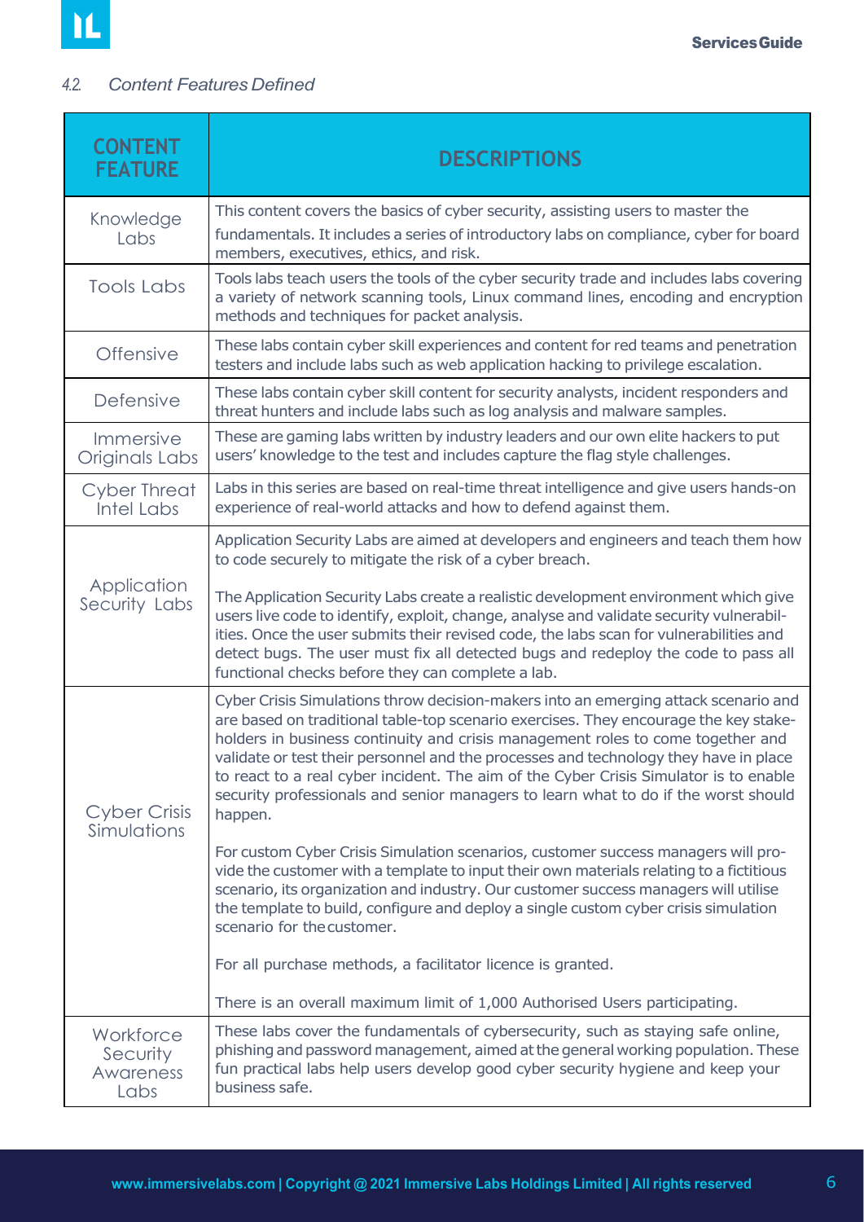### 4.2. *Content Features Defined*

| CONTENT FEATURE | DESCRIPTIONS |
|---|---|
| Knowledge Labs | This content covers the basics of cyber security, assisting users to master the fundamentals. It includes a series of introductory labs on compliance, cyber for board members, executives, ethics, and risk. |
| Tools Labs | Tools labs teach users the tools of the cyber security trade and includes labs covering a variety of network scanning tools, Linux command lines, encoding and encryption methods and techniques for packet analysis. |
| Offensive | These labs contain cyber skill experiences and content for red teams and penetration testers and include labs such as web application hacking to privilege escalation. |
| Defensive | These labs contain cyber skill content for security analysts, incident responders and threat hunters and include labs such as log analysis and malware samples. |
| Immersive Originals Labs | These are gaming labs written by industry leaders and our own elite hackers to put users' knowledge to the test and includes capture the flag style challenges. |
| Cyber Threat Intel Labs | Labs in this series are based on real-time threat intelligence and give users hands-on experience of real-world attacks and how to defend against them. |
| Application Security Labs | Application Security Labs are aimed at developers and engineers and teach them how to code securely to mitigate the risk of a cyber breach.<br><br>The Application Security Labs create a realistic development environment which give users live code to identify, exploit, change, analyse and validate security vulnerabilities. Once the user submits their revised code, the labs scan for vulnerabilities and detect bugs. The user must fix all detected bugs and redeploy the code to pass all functional checks before they can complete a lab. |
| Cyber Crisis Simulations | Cyber Crisis Simulations throw decision-makers into an emerging attack scenario and are based on traditional table-top scenario exercises. They encourage the key stakeholders in business continuity and crisis management roles to come together and validate or test their personnel and the processes and technology they have in place to react to a real cyber incident. The aim of the Cyber Crisis Simulator is to enable security professionals and senior managers to learn what to do if the worst should happen.<br><br>For custom Cyber Crisis Simulation scenarios, customer success managers will provide the customer with a template to input their own materials relating to a fictitious scenario, its organization and industry. Our customer success managers will utilise the template to build, configure and deploy a single custom cyber crisis simulation scenario for the customer.<br><br>For all purchase methods, a facilitator licence is granted.<br><br>There is an overall maximum limit of 1,000 Authorised Users participating. |
| Workforce Security Awareness Labs | These labs cover the fundamentals of cybersecurity, such as staying safe online, phishing and password management, aimed at the general working population. These fun practical labs help users develop good cyber security hygiene and keep your business safe. |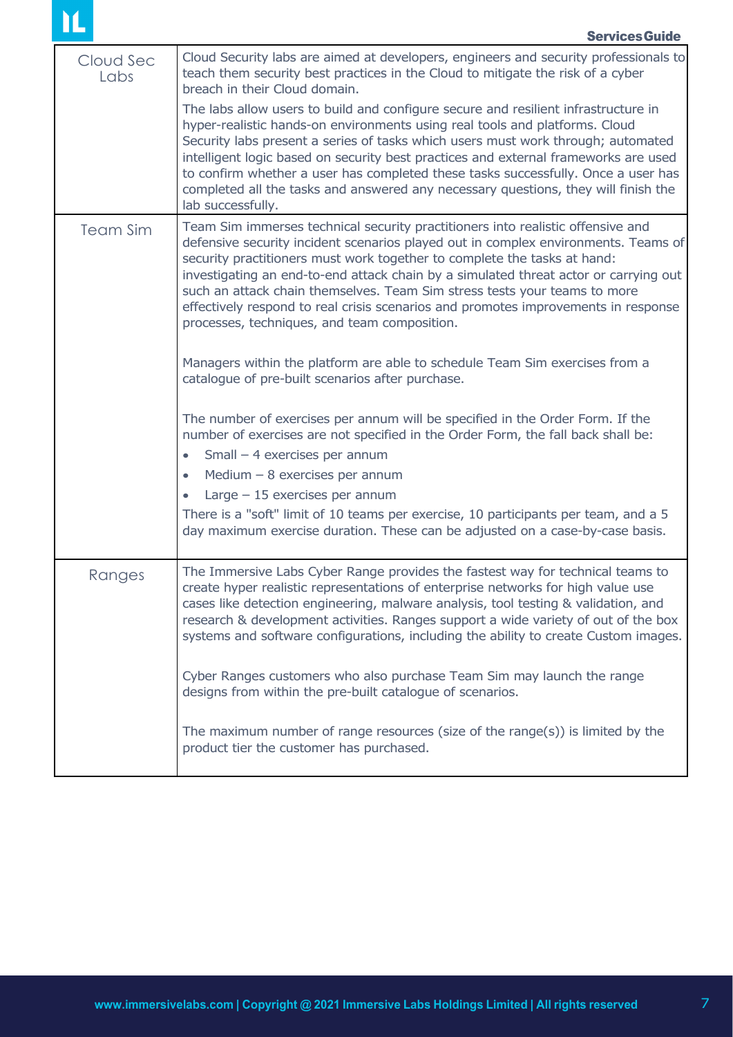| | |
|---|---|
| Cloud Sec Labs | Cloud Security labs are aimed at developers, engineers and security professionals to teach them security best practices in the Cloud to mitigate the risk of a cyber breach in their Cloud domain.<br><br>The labs allow users to build and configure secure and resilient infrastructure in hyper-realistic hands-on environments using real tools and platforms. Cloud Security labs present a series of tasks which users must work through; automated intelligent logic based on security best practices and external frameworks are used to confirm whether a user has completed these tasks successfully. Once a user has completed all the tasks and answered any necessary questions, they will finish the lab successfully. |
| Team Sim | Team Sim immerses technical security practitioners into realistic offensive and defensive security incident scenarios played out in complex environments. Teams of security practitioners must work together to complete the tasks at hand: investigating an end-to-end attack chain by a simulated threat actor or carrying out such an attack chain themselves. Team Sim stress tests your teams to more effectively respond to real crisis scenarios and promotes improvements in response processes, techniques, and team composition.<br><br>Managers within the platform are able to schedule Team Sim exercises from a catalogue of pre-built scenarios after purchase.<br><br>The number of exercises per annum will be specified in the Order Form. If the number of exercises are not specified in the Order Form, the fall back shall be:<br>• Small – 4 exercises per annum<br>• Medium – 8 exercises per annum<br>• Large – 15 exercises per annum<br>There is a "soft" limit of 10 teams per exercise, 10 participants per team, and a 5 day maximum exercise duration. These can be adjusted on a case-by-case basis. |
| Ranges | The Immersive Labs Cyber Range provides the fastest way for technical teams to create hyper realistic representations of enterprise networks for high value use cases like detection engineering, malware analysis, tool testing & validation, and research & development activities. Ranges support a wide variety of out of the box systems and software configurations, including the ability to create Custom images.<br><br>Cyber Ranges customers who also purchase Team Sim may launch the range designs from within the pre-built catalogue of scenarios.<br><br>The maximum number of range resources (size of the range(s)) is limited by the product tier the customer has purchased. |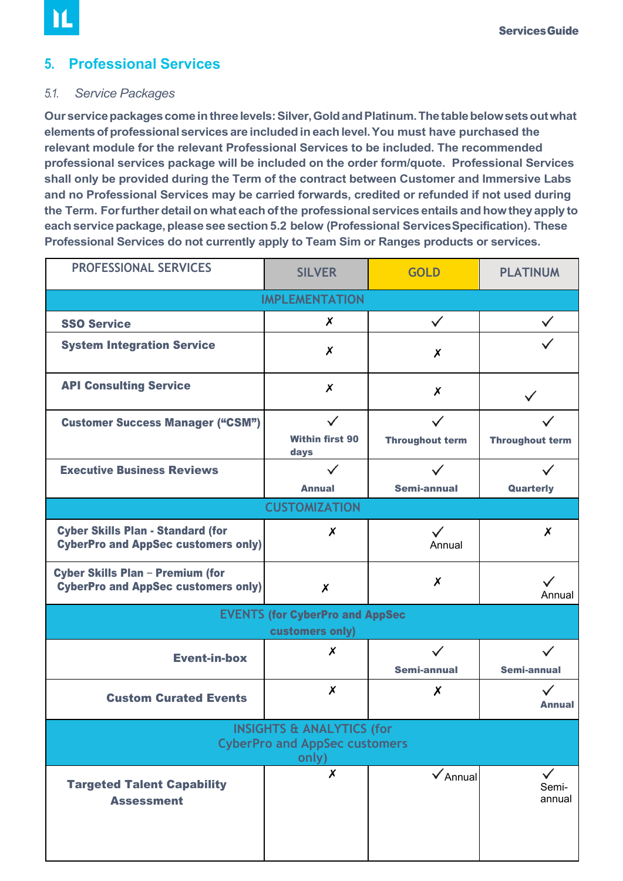## 5. Professional Services

### *5.1. Service Packages*

**Our service packages come in three levels: Silver, Gold and Platinum. The table below sets out what elements of professional services are included in each level. You must have purchased the relevant module for the relevant Professional Services to be included. The recommended professional services package will be included on the order form/quote. Professional Services shall only be provided during the Term of the contract between Customer and Immersive Labs and no Professional Services may be carried forwards, credited or refunded if not used during the Term. For further detail on what each of the professional services entails and how they apply to each service package, please see section 5.2 below (Professional Services Specification). These Professional Services do not currently apply to Team Sim or Ranges products or services.**

| PROFESSIONAL SERVICES | SILVER | GOLD | PLATINUM |
|---|---|---|---|
| IMPLEMENTATION | | | |
| **SSO Service** | ✗ | ✓ | ✓ |
| **System Integration Service** | ✗ | ✗ | ✓ |
| **API Consulting Service** | ✗ | ✗ | ✓ |
| **Customer Success Manager ("CSM")** | ✓ **Within first 90 days** | ✓ **Throughout term** | ✓ **Throughout term** |
| **Executive Business Reviews** | ✓ **Annual** | ✓ **Semi-annual** | ✓ **Quarterly** |
| CUSTOMIZATION | | | |
| **Cyber Skills Plan - Standard (for CyberPro and AppSec customers only)** | ✗ | ✓ Annual | ✗ |
| **Cyber Skills Plan – Premium (for CyberPro and AppSec customers only)** | ✗ | ✗ | ✓ Annual |
| EVENTS **(for CyberPro and AppSec customers only)** | | | |
| **Event-in-box** | ✗ | ✓ **Semi-annual** | ✓ **Semi-annual** |
| **Custom Curated Events** | ✗ | ✗ | ✓ **Annual** |
| INSIGHTS & ANALYTICS (for CyberPro and AppSec customers only) | | | |
| **Targeted Talent Capability Assessment** | ✗ | ✓ Annual | ✓ Semi-annual |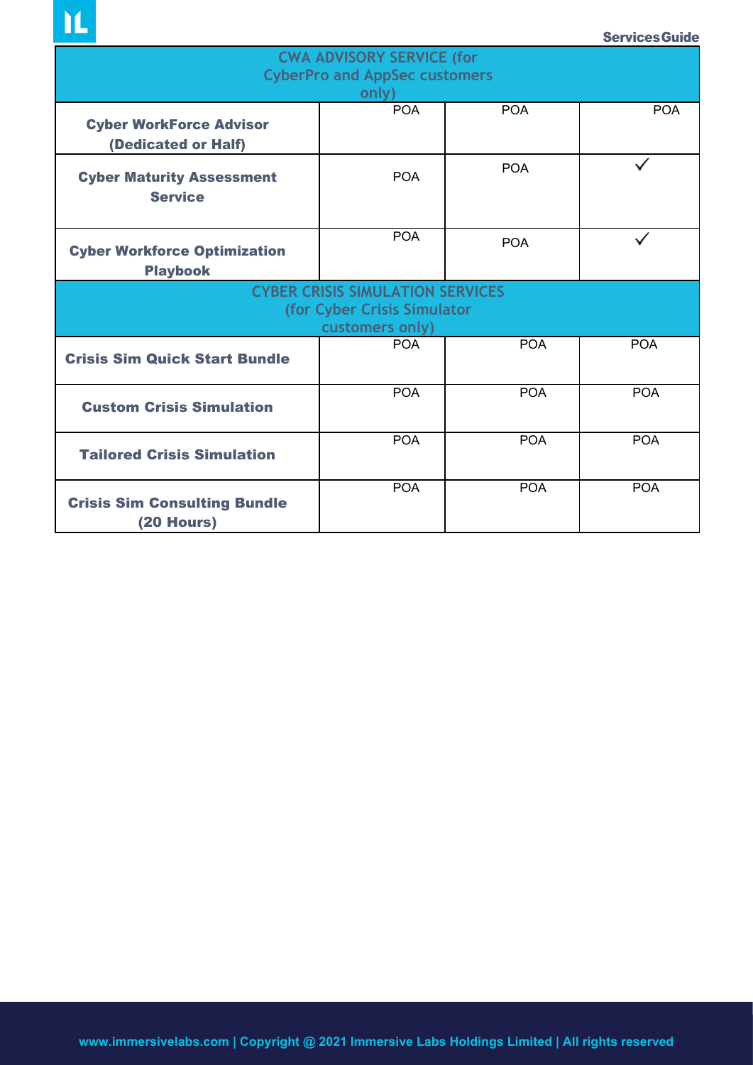| CWA ADVISORY SERVICE (for CyberPro and AppSec customers only) | | | |
|---|---|---|---|
| **Cyber WorkForce Advisor (Dedicated or Half)** | POA | POA | POA |
| **Cyber Maturity Assessment Service** | POA | POA | ✓ |
| **Cyber Workforce Optimization Playbook** | POA | POA | ✓ |
| **CYBER CRISIS SIMULATION SERVICES (for Cyber Crisis Simulator customers only)** | | | |
| **Crisis Sim Quick Start Bundle** | POA | POA | POA |
| **Custom Crisis Simulation** | POA | POA | POA |
| **Tailored Crisis Simulation** | POA | POA | POA |
| **Crisis Sim Consulting Bundle (20 Hours)** | POA | POA | POA |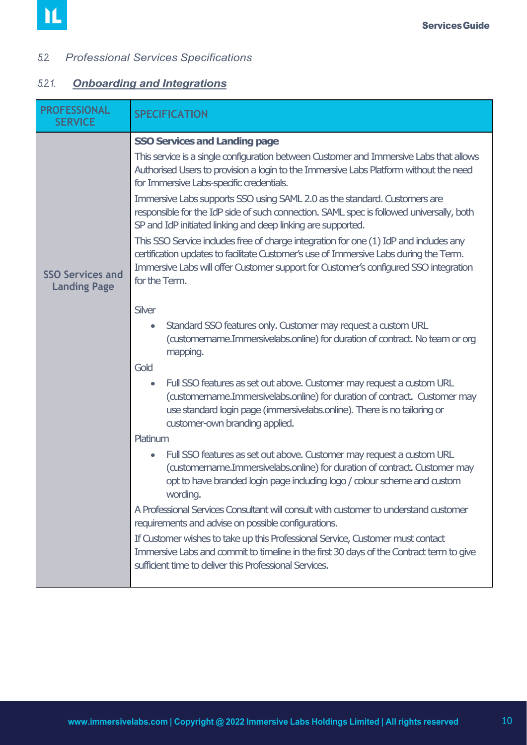### 5.2. *Professional Services Specifications*

#### 5.2.1. ***Onboarding and Integrations***

| PROFESSIONAL SERVICE | SPECIFICATION |
|---|---|
| SSO Services and Landing Page | **SSO Services and Landing page**<br><br>This service is a single configuration between Customer and Immersive Labs that allows Authorised Users to provision a login to the Immersive Labs Platform without the need for Immersive Labs-specific credentials.<br><br>Immersive Labs supports SSO using SAML 2.0 as the standard. Customers are responsible for the IdP side of such connection. SAML spec is followed universally, both SP and IdP initiated linking and deep linking are supported.<br><br>This SSO Service includes free of charge integration for one (1) IdP and includes any certification updates to facilitate Customer's use of Immersive Labs during the Term. Immersive Labs will offer Customer support for Customer's configured SSO integration for the Term.<br><br>Silver<br>• Standard SSO features only. Customer may request a custom URL (customername.Immersivelabs.online) for duration of contract. No team or org mapping.<br><br>Gold<br>• Full SSO features as set out above. Customer may request a custom URL (customername.Immersivelabs.online) for duration of contract. Customer may use standard login page (immersivelabs.online). There is no tailoring or customer-own branding applied.<br><br>Platinum<br>• Full SSO features as set out above. Customer may request a custom URL (customername.Immersivelabs.online) for duration of contract. Customer may opt to have branded login page including logo / colour scheme and custom wording.<br><br>A Professional Services Consultant will consult with customer to understand customer requirements and advise on possible configurations.<br><br>If Customer wishes to take up this Professional Service, Customer must contact Immersive Labs and commit to timeline in the first 30 days of the Contract term to give sufficient time to deliver this Professional Services. |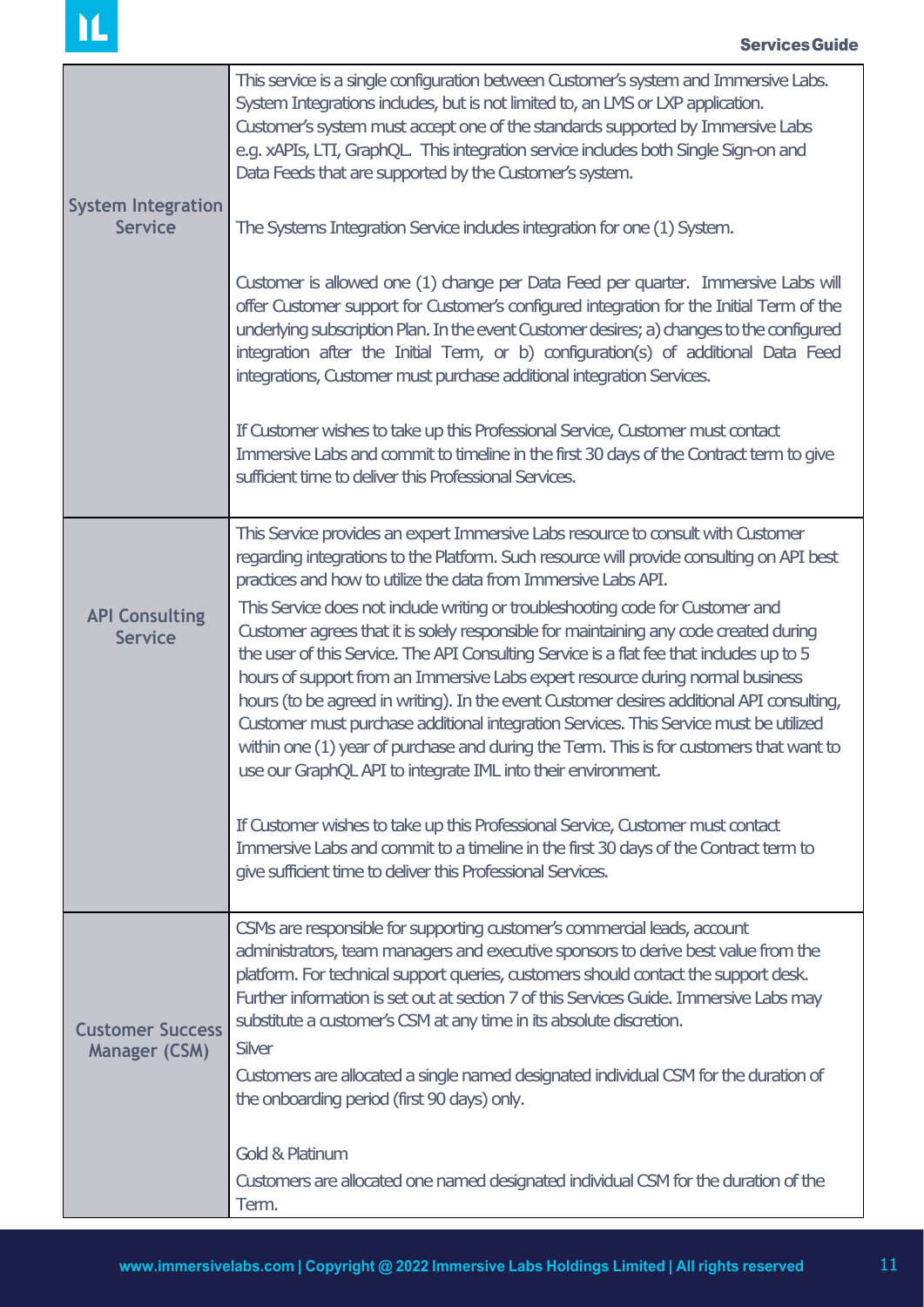| | |
|---|---|
| **System Integration Service** | This service is a single configuration between Customer's system and Immersive Labs. System Integrations includes, but is not limited to, an LMS or LXP application. Customer's system must accept one of the standards supported by Immersive Labs e.g. xAPIs, LTI, GraphQL. This integration service includes both Single Sign-on and Data Feeds that are supported by the Customer's system.<br><br>The Systems Integration Service includes integration for one (1) System.<br><br>Customer is allowed one (1) change per Data Feed per quarter. Immersive Labs will offer Customer support for Customer's configured integration for the Initial Term of the underlying subscription Plan. In the event Customer desires; a) changes to the configured integration after the Initial Term, or b) configuration(s) of additional Data Feed integrations, Customer must purchase additional integration Services.<br><br>If Customer wishes to take up this Professional Service, Customer must contact Immersive Labs and commit to timeline in the first 30 days of the Contract term to give sufficient time to deliver this Professional Services. |
| **API Consulting Service** | This Service provides an expert Immersive Labs resource to consult with Customer regarding integrations to the Platform. Such resource will provide consulting on API best practices and how to utilize the data from Immersive Labs API.<br><br>This Service does not include writing or troubleshooting code for Customer and Customer agrees that it is solely responsible for maintaining any code created during the user of this Service. The API Consulting Service is a flat fee that includes up to 5 hours of support from an Immersive Labs expert resource during normal business hours (to be agreed in writing). In the event Customer desires additional API consulting, Customer must purchase additional integration Services. This Service must be utilized within one (1) year of purchase and during the Term. This is for customers that want to use our GraphQL API to integrate IML into their environment.<br><br>If Customer wishes to take up this Professional Service, Customer must contact Immersive Labs and commit to a timeline in the first 30 days of the Contract term to give sufficient time to deliver this Professional Services. |
| **Customer Success Manager (CSM)** | CSMs are responsible for supporting customer's commercial leads, account administrators, team managers and executive sponsors to derive best value from the platform. For technical support queries, customers should contact the support desk. Further information is set out at section 7 of this Services Guide. Immersive Labs may substitute a customer's CSM at any time in its absolute discretion.<br><br>Silver<br><br>Customers are allocated a single named designated individual CSM for the duration of the onboarding period (first 90 days) only.<br><br>Gold & Platinum<br><br>Customers are allocated one named designated individual CSM for the duration of the Term. |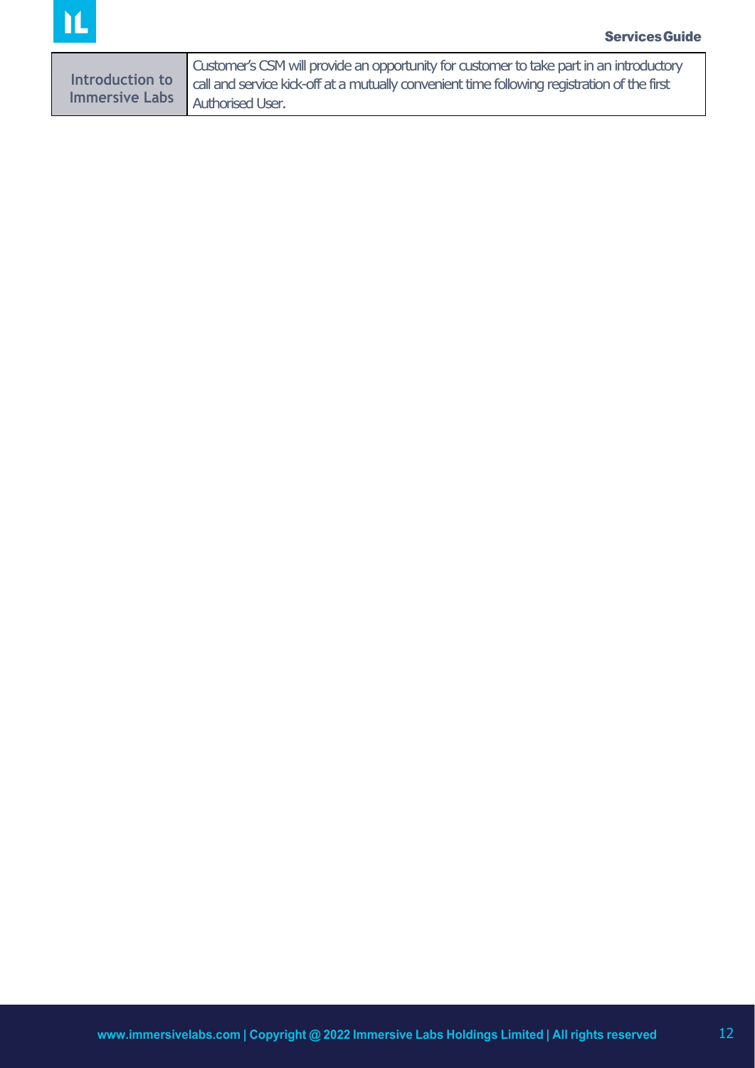| Introduction to Immersive Labs | Customer's CSM will provide an opportunity for customer to take part in an introductory call and service kick-off at a mutually convenient time following registration of the first Authorised User. |
|---|---|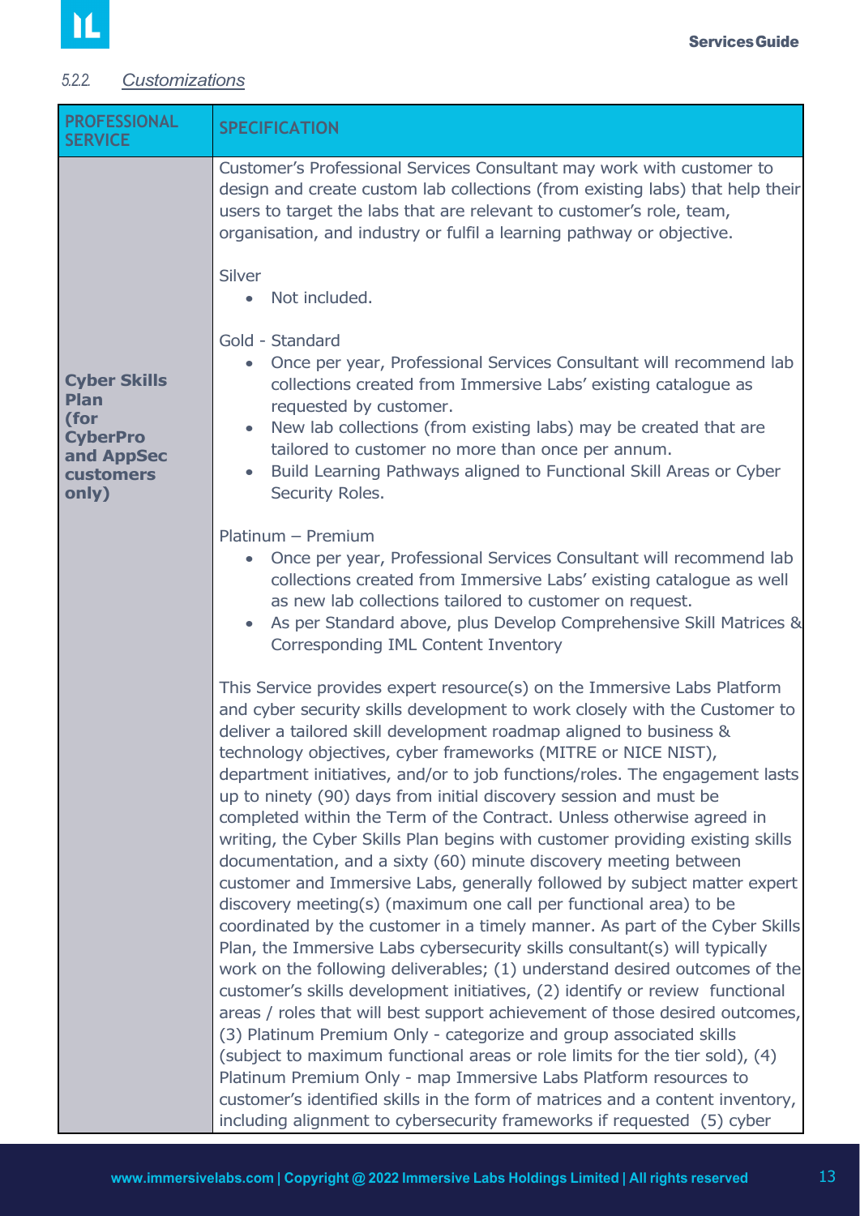### 5.2.2. *Customizations*

| PROFESSIONAL SERVICE | SPECIFICATION |
|---|---|
| **Cyber Skills Plan (for CyberPro and AppSec customers only)** | Customer's Professional Services Consultant may work with customer to design and create custom lab collections (from existing labs) that help their users to target the labs that are relevant to customer's role, team, organisation, and industry or fulfil a learning pathway or objective.<br><br>Silver<br>• Not included.<br><br>Gold - Standard<br>• Once per year, Professional Services Consultant will recommend lab collections created from Immersive Labs' existing catalogue as requested by customer.<br>• New lab collections (from existing labs) may be created that are tailored to customer no more than once per annum.<br>• Build Learning Pathways aligned to Functional Skill Areas or Cyber Security Roles.<br><br>Platinum – Premium<br>• Once per year, Professional Services Consultant will recommend lab collections created from Immersive Labs' existing catalogue as well as new lab collections tailored to customer on request.<br>• As per Standard above, plus Develop Comprehensive Skill Matrices & Corresponding IML Content Inventory<br><br>This Service provides expert resource(s) on the Immersive Labs Platform and cyber security skills development to work closely with the Customer to deliver a tailored skill development roadmap aligned to business & technology objectives, cyber frameworks (MITRE or NICE NIST), department initiatives, and/or to job functions/roles. The engagement lasts up to ninety (90) days from initial discovery session and must be completed within the Term of the Contract. Unless otherwise agreed in writing, the Cyber Skills Plan begins with customer providing existing skills documentation, and a sixty (60) minute discovery meeting between customer and Immersive Labs, generally followed by subject matter expert discovery meeting(s) (maximum one call per functional area) to be coordinated by the customer in a timely manner. As part of the Cyber Skills Plan, the Immersive Labs cybersecurity skills consultant(s) will typically work on the following deliverables; (1) understand desired outcomes of the customer's skills development initiatives, (2) identify or review functional areas / roles that will best support achievement of those desired outcomes, (3) Platinum Premium Only - categorize and group associated skills (subject to maximum functional areas or role limits for the tier sold), (4) Platinum Premium Only - map Immersive Labs Platform resources to customer's identified skills in the form of matrices and a content inventory, including alignment to cybersecurity frameworks if requested (5) cyber |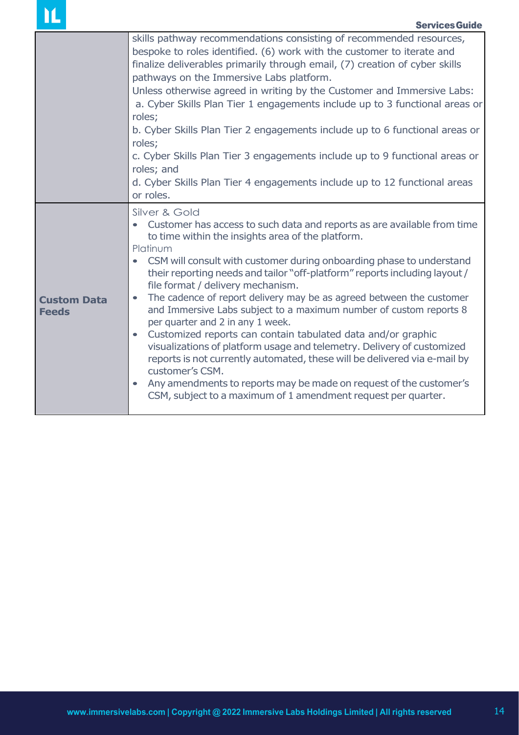| | |
|---|---|
| | skills pathway recommendations consisting of recommended resources, bespoke to roles identified. (6) work with the customer to iterate and finalize deliverables primarily through email, (7) creation of cyber skills pathways on the Immersive Labs platform.<br>Unless otherwise agreed in writing by the Customer and Immersive Labs:<br>a. Cyber Skills Plan Tier 1 engagements include up to 3 functional areas or roles;<br>b. Cyber Skills Plan Tier 2 engagements include up to 6 functional areas or roles;<br>c. Cyber Skills Plan Tier 3 engagements include up to 9 functional areas or roles; and<br>d. Cyber Skills Plan Tier 4 engagements include up to 12 functional areas or roles. |
| **Custom Data Feeds** | Silver & Gold<br>• Customer has access to such data and reports as are available from time to time within the insights area of the platform.<br>Platinum<br>• CSM will consult with customer during onboarding phase to understand their reporting needs and tailor "off-platform" reports including layout / file format / delivery mechanism.<br>• The cadence of report delivery may be as agreed between the customer and Immersive Labs subject to a maximum number of custom reports 8 per quarter and 2 in any 1 week.<br>• Customized reports can contain tabulated data and/or graphic visualizations of platform usage and telemetry. Delivery of customized reports is not currently automated, these will be delivered via e-mail by customer's CSM.<br>• Any amendments to reports may be made on request of the customer's CSM, subject to a maximum of 1 amendment request per quarter. |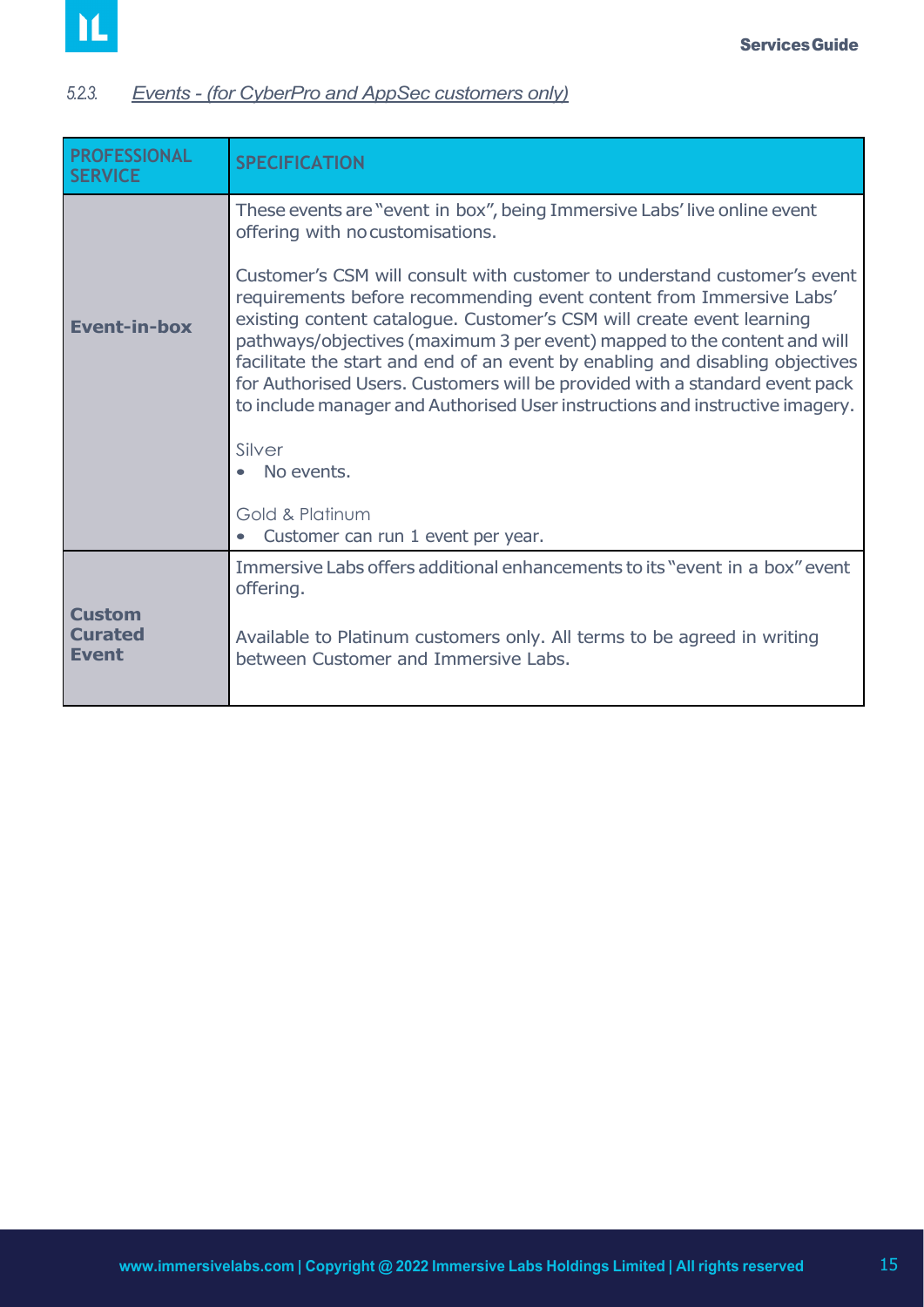### 5.2.3. *Events - (for CyberPro and AppSec customers only)*

| PROFESSIONAL SERVICE | SPECIFICATION |
|---|---|
| **Event-in-box** | These events are "event in box", being Immersive Labs' live online event offering with no customisations.<br><br>Customer's CSM will consult with customer to understand customer's event requirements before recommending event content from Immersive Labs' existing content catalogue. Customer's CSM will create event learning pathways/objectives (maximum 3 per event) mapped to the content and will facilitate the start and end of an event by enabling and disabling objectives for Authorised Users. Customers will be provided with a standard event pack to include manager and Authorised User instructions and instructive imagery.<br><br>Silver<br>• No events.<br><br>Gold & Platinum<br>• Customer can run 1 event per year. |
| **Custom Curated Event** | Immersive Labs offers additional enhancements to its "event in a box" event offering.<br><br>Available to Platinum customers only. All terms to be agreed in writing between Customer and Immersive Labs. |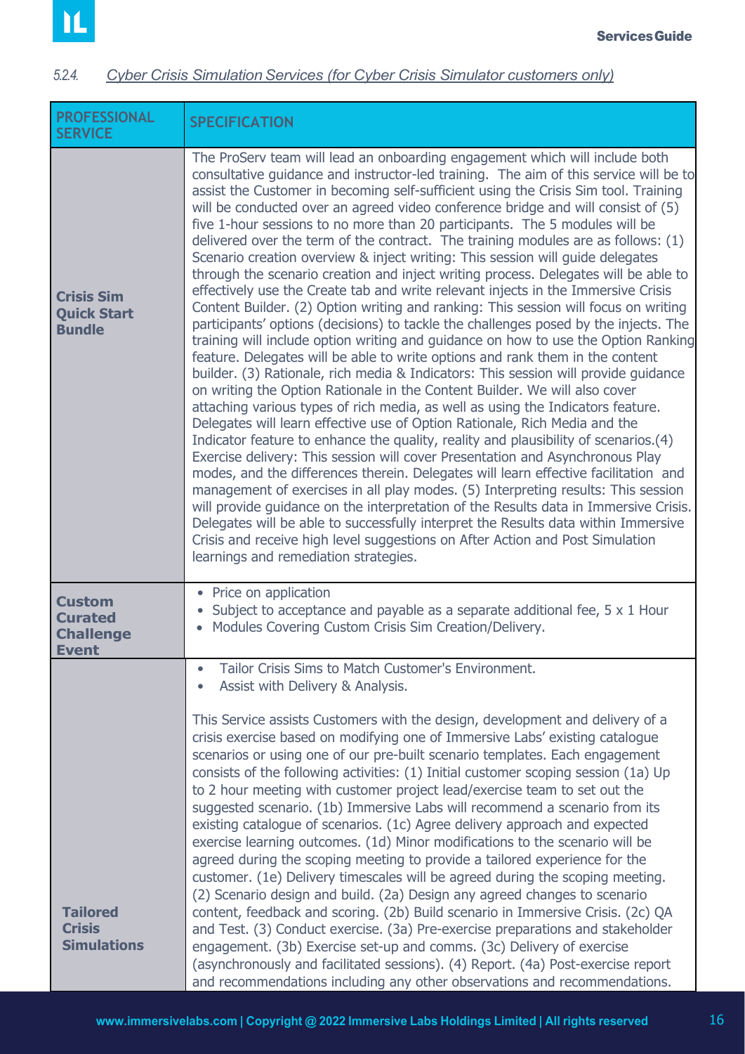#### 5.2.4. *Cyber Crisis Simulation Services (for Cyber Crisis Simulator customers only)*

| PROFESSIONAL SERVICE | SPECIFICATION |
|---|---|
| **Crisis Sim Quick Start Bundle** | The ProServ team will lead an onboarding engagement which will include both consultative guidance and instructor-led training. The aim of this service will be to assist the Customer in becoming self-sufficient using the Crisis Sim tool. Training will be conducted over an agreed video conference bridge and will consist of (5) five 1-hour sessions to no more than 20 participants. The 5 modules will be delivered over the term of the contract. The training modules are as follows: (1) Scenario creation overview & inject writing: This session will guide delegates through the scenario creation and inject writing process. Delegates will be able to effectively use the Create tab and write relevant injects in the Immersive Crisis Content Builder. (2) Option writing and ranking: This session will focus on writing participants' options (decisions) to tackle the challenges posed by the injects. The training will include option writing and guidance on how to use the Option Ranking feature. Delegates will be able to write options and rank them in the content builder. (3) Rationale, rich media & Indicators: This session will provide guidance on writing the Option Rationale in the Content Builder. We will also cover attaching various types of rich media, as well as using the Indicators feature. Delegates will learn effective use of Option Rationale, Rich Media and the Indicator feature to enhance the quality, reality and plausibility of scenarios.(4) Exercise delivery: This session will cover Presentation and Asynchronous Play modes, and the differences therein. Delegates will learn effective facilitation and management of exercises in all play modes. (5) Interpreting results: This session will provide guidance on the interpretation of the Results data in Immersive Crisis. Delegates will be able to successfully interpret the Results data within Immersive Crisis and receive high level suggestions on After Action and Post Simulation learnings and remediation strategies. |
| **Custom Curated Challenge Event** | • Price on application<br>• Subject to acceptance and payable as a separate additional fee, 5 x 1 Hour<br>• Modules Covering Custom Crisis Sim Creation/Delivery. |
| **Tailored Crisis Simulations** | • Tailor Crisis Sims to Match Customer's Environment.<br>• Assist with Delivery & Analysis.<br><br>This Service assists Customers with the design, development and delivery of a crisis exercise based on modifying one of Immersive Labs' existing catalogue scenarios or using one of our pre-built scenario templates. Each engagement consists of the following activities: (1) Initial customer scoping session (1a) Up to 2 hour meeting with customer project lead/exercise team to set out the suggested scenario. (1b) Immersive Labs will recommend a scenario from its existing catalogue of scenarios. (1c) Agree delivery approach and expected exercise learning outcomes. (1d) Minor modifications to the scenario will be agreed during the scoping meeting to provide a tailored experience for the customer. (1e) Delivery timescales will be agreed during the scoping meeting. (2) Scenario design and build. (2a) Design any agreed changes to scenario content, feedback and scoring. (2b) Build scenario in Immersive Crisis. (2c) QA and Test. (3) Conduct exercise. (3a) Pre-exercise preparations and stakeholder engagement. (3b) Exercise set-up and comms. (3c) Delivery of exercise (asynchronously and facilitated sessions). (4) Report. (4a) Post-exercise report and recommendations including any other observations and recommendations. |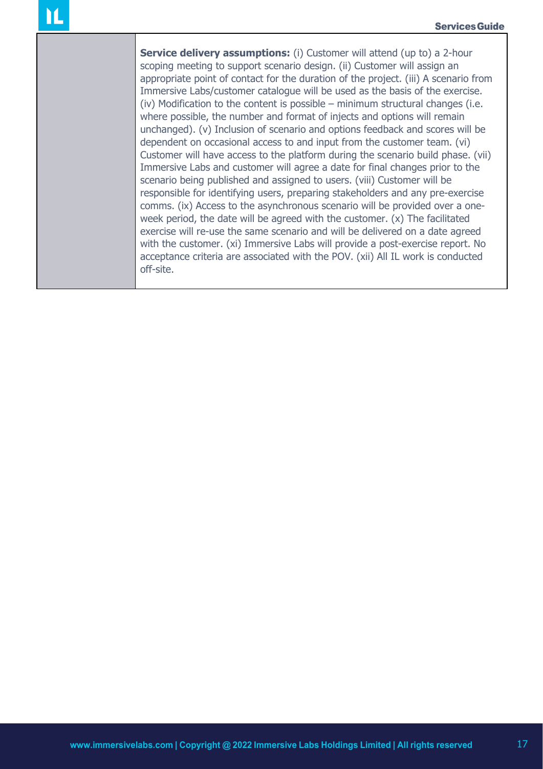| | |
|---|---|
| | **Service delivery assumptions:** (i) Customer will attend (up to) a 2-hour scoping meeting to support scenario design. (ii) Customer will assign an appropriate point of contact for the duration of the project. (iii) A scenario from Immersive Labs/customer catalogue will be used as the basis of the exercise. (iv) Modification to the content is possible – minimum structural changes (i.e. where possible, the number and format of injects and options will remain unchanged). (v) Inclusion of scenario and options feedback and scores will be dependent on occasional access to and input from the customer team. (vi) Customer will have access to the platform during the scenario build phase. (vii) Immersive Labs and customer will agree a date for final changes prior to the scenario being published and assigned to users. (viii) Customer will be responsible for identifying users, preparing stakeholders and any pre-exercise comms. (ix) Access to the asynchronous scenario will be provided over a one-week period, the date will be agreed with the customer. (x) The facilitated exercise will re-use the same scenario and will be delivered on a date agreed with the customer. (xi) Immersive Labs will provide a post-exercise report. No acceptance criteria are associated with the POV. (xii) All IL work is conducted off-site. |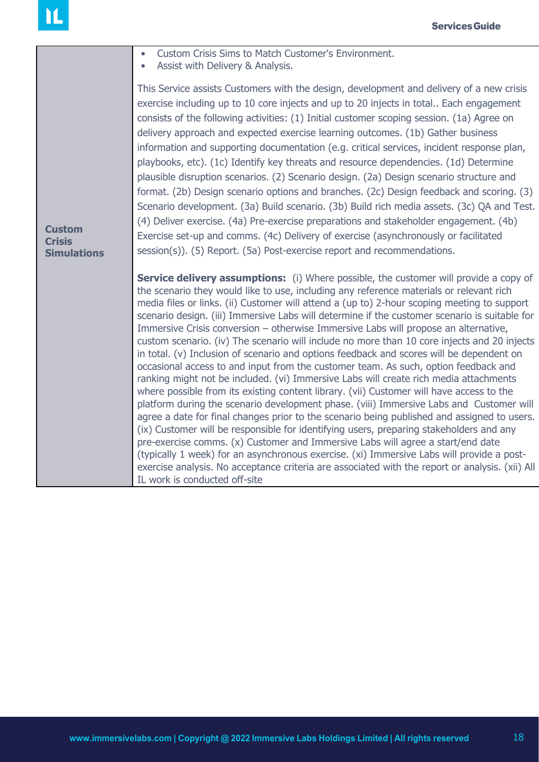| Custom Crisis Simulations | • Custom Crisis Sims to Match Customer's Environment.<br>• Assist with Delivery & Analysis.<br><br>This Service assists Customers with the design, development and delivery of a new crisis exercise including up to 10 core injects and up to 20 injects in total.. Each engagement consists of the following activities: (1) Initial customer scoping session. (1a) Agree on delivery approach and expected exercise learning outcomes. (1b) Gather business information and supporting documentation (e.g. critical services, incident response plan, playbooks, etc). (1c) Identify key threats and resource dependencies. (1d) Determine plausible disruption scenarios. (2) Scenario design. (2a) Design scenario structure and format. (2b) Design scenario options and branches. (2c) Design feedback and scoring. (3) Scenario development. (3a) Build scenario. (3b) Build rich media assets. (3c) QA and Test. (4) Deliver exercise. (4a) Pre-exercise preparations and stakeholder engagement. (4b) Exercise set-up and comms. (4c) Delivery of exercise (asynchronously or facilitated session(s)). (5) Report. (5a) Post-exercise report and recommendations.<br><br>**Service delivery assumptions:** (i) Where possible, the customer will provide a copy of the scenario they would like to use, including any reference materials or relevant rich media files or links. (ii) Customer will attend a (up to) 2-hour scoping meeting to support scenario design. (iii) Immersive Labs will determine if the customer scenario is suitable for Immersive Crisis conversion – otherwise Immersive Labs will propose an alternative, custom scenario. (iv) The scenario will include no more than 10 core injects and 20 injects in total. (v) Inclusion of scenario and options feedback and scores will be dependent on occasional access to and input from the customer team. As such, option feedback and ranking might not be included. (vi) Immersive Labs will create rich media attachments where possible from its existing content library. (vii) Customer will have access to the platform during the scenario development phase. (viii) Immersive Labs and Customer will agree a date for final changes prior to the scenario being published and assigned to users. (ix) Customer will be responsible for identifying users, preparing stakeholders and any pre-exercise comms. (x) Customer and Immersive Labs will agree a start/end date (typically 1 week) for an asynchronous exercise. (xi) Immersive Labs will provide a post-exercise analysis. No acceptance criteria are associated with the report or analysis. (xii) All IL work is conducted off-site |
|---|---|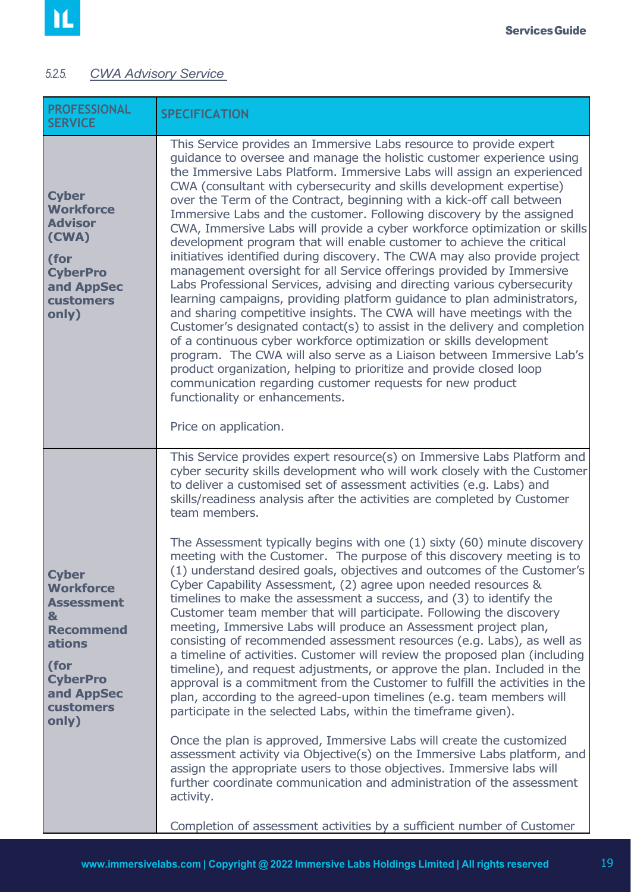#### 5.2.5. *CWA Advisory Service*

| PROFESSIONAL SERVICE | SPECIFICATION |
|---|---|
| **Cyber Workforce Advisor (CWA)**<br><br>**(for CyberPro and AppSec customers only)** | This Service provides an Immersive Labs resource to provide expert guidance to oversee and manage the holistic customer experience using the Immersive Labs Platform. Immersive Labs will assign an experienced CWA (consultant with cybersecurity and skills development expertise) over the Term of the Contract, beginning with a kick-off call between Immersive Labs and the customer. Following discovery by the assigned CWA, Immersive Labs will provide a cyber workforce optimization or skills development program that will enable customer to achieve the critical initiatives identified during discovery. The CWA may also provide project management oversight for all Service offerings provided by Immersive Labs Professional Services, advising and directing various cybersecurity learning campaigns, providing platform guidance to plan administrators, and sharing competitive insights. The CWA will have meetings with the Customer's designated contact(s) to assist in the delivery and completion of a continuous cyber workforce optimization or skills development program. The CWA will also serve as a Liaison between Immersive Lab's product organization, helping to prioritize and provide closed loop communication regarding customer requests for new product functionality or enhancements.<br><br>Price on application. |
| **Cyber Workforce Assessment & Recommendations**<br><br>**(for CyberPro and AppSec customers only)** | This Service provides expert resource(s) on Immersive Labs Platform and cyber security skills development who will work closely with the Customer to deliver a customised set of assessment activities (e.g. Labs) and skills/readiness analysis after the activities are completed by Customer team members.<br><br>The Assessment typically begins with one (1) sixty (60) minute discovery meeting with the Customer. The purpose of this discovery meeting is to (1) understand desired goals, objectives and outcomes of the Customer's Cyber Capability Assessment, (2) agree upon needed resources & timelines to make the assessment a success, and (3) to identify the Customer team member that will participate. Following the discovery meeting, Immersive Labs will produce an Assessment project plan, consisting of recommended assessment resources (e.g. Labs), as well as a timeline of activities. Customer will review the proposed plan (including timeline), and request adjustments, or approve the plan. Included in the approval is a commitment from the Customer to fulfill the activities in the plan, according to the agreed-upon timelines (e.g. team members will participate in the selected Labs, within the timeframe given).<br><br>Once the plan is approved, Immersive Labs will create the customized assessment activity via Objective(s) on the Immersive Labs platform, and assign the appropriate users to those objectives. Immersive labs will further coordinate communication and administration of the assessment activity.<br><br>Completion of assessment activities by a sufficient number of Customer |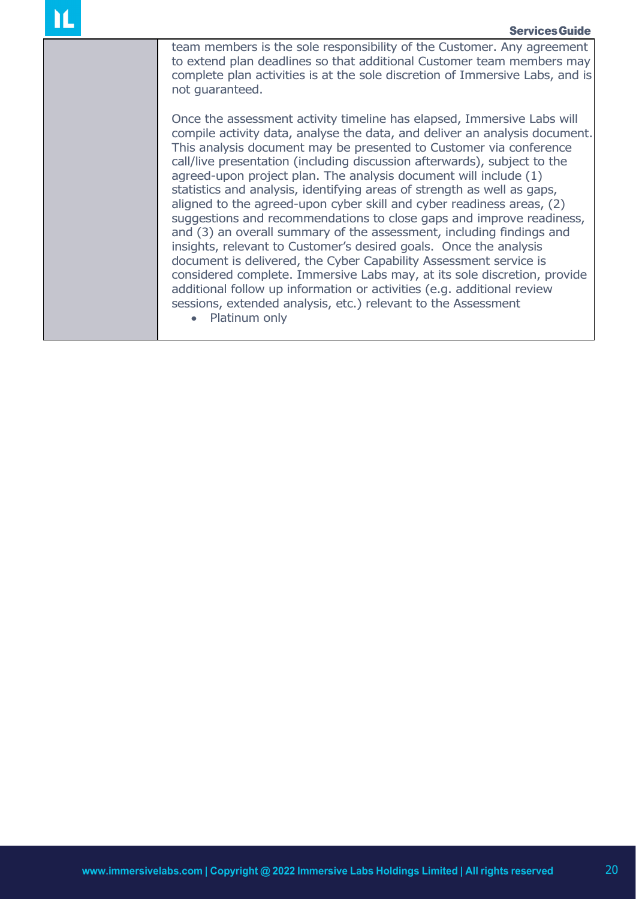| | |
|---|---|
| | team members is the sole responsibility of the Customer. Any agreement to extend plan deadlines so that additional Customer team members may complete plan activities is at the sole discretion of Immersive Labs, and is not guaranteed.<br><br>Once the assessment activity timeline has elapsed, Immersive Labs will compile activity data, analyse the data, and deliver an analysis document. This analysis document may be presented to Customer via conference call/live presentation (including discussion afterwards), subject to the agreed-upon project plan. The analysis document will include (1) statistics and analysis, identifying areas of strength as well as gaps, aligned to the agreed-upon cyber skill and cyber readiness areas, (2) suggestions and recommendations to close gaps and improve readiness, and (3) an overall summary of the assessment, including findings and insights, relevant to Customer's desired goals. Once the analysis document is delivered, the Cyber Capability Assessment service is considered complete. Immersive Labs may, at its sole discretion, provide additional follow up information or activities (e.g. additional review sessions, extended analysis, etc.) relevant to the Assessment<br>• Platinum only |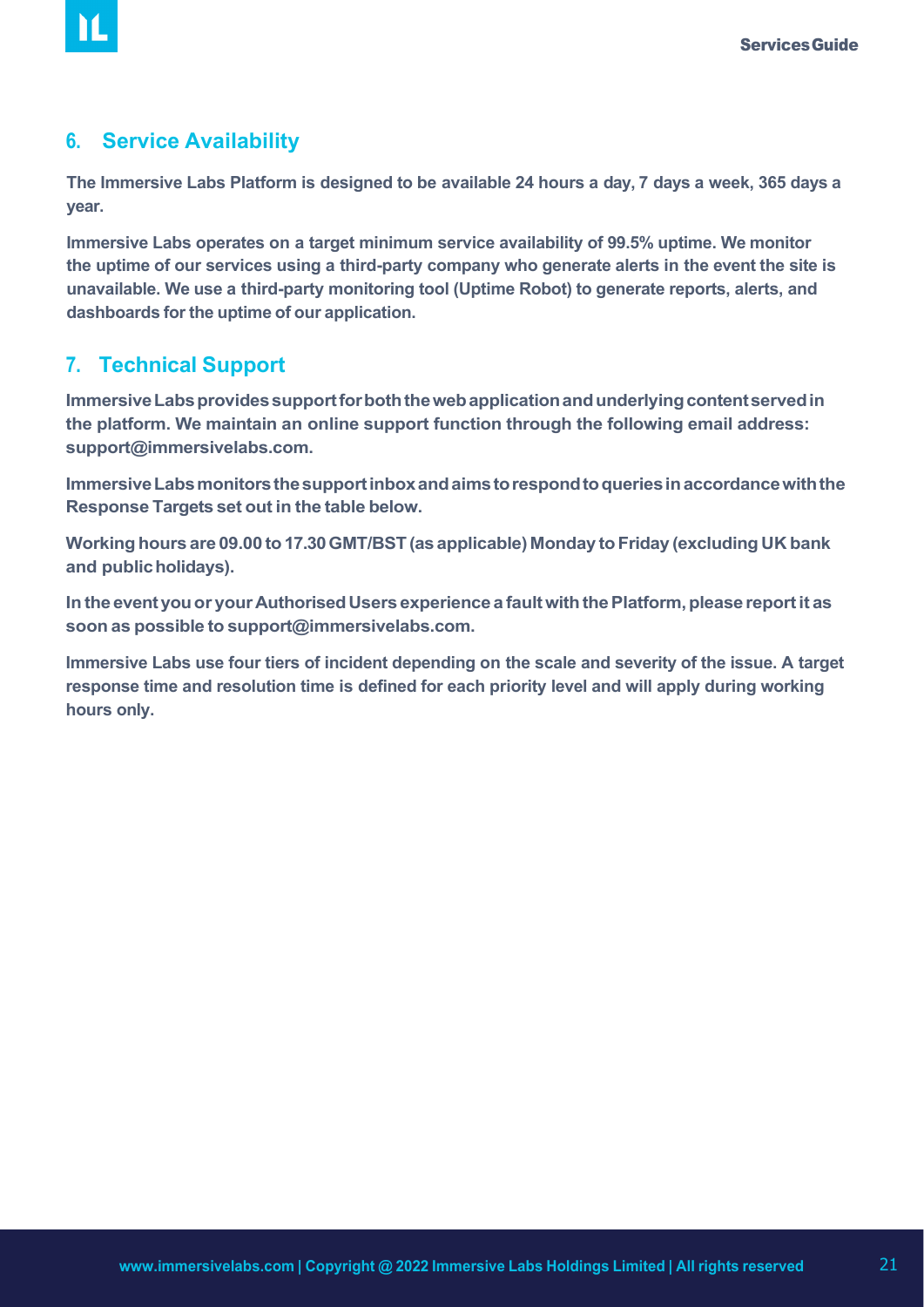## 6. Service Availability

The Immersive Labs Platform is designed to be available 24 hours a day, 7 days a week, 365 days a year.

Immersive Labs operates on a target minimum service availability of 99.5% uptime. We monitor the uptime of our services using a third-party company who generate alerts in the event the site is unavailable. We use a third-party monitoring tool (Uptime Robot) to generate reports, alerts, and dashboards for the uptime of our application.

## 7. Technical Support

Immersive Labs provides support for both the web application and underlying content served in the platform. We maintain an online support function through the following email address: support@immersivelabs.com.

Immersive Labs monitors the support inbox and aims to respond to queries in accordance with the Response Targets set out in the table below.

Working hours are 09.00 to 17.30 GMT/BST (as applicable) Monday to Friday (excluding UK bank and public holidays).

In the event you or your Authorised Users experience a fault with the Platform, please report it as soon as possible to support@immersivelabs.com.

Immersive Labs use four tiers of incident depending on the scale and severity of the issue. A target response time and resolution time is defined for each priority level and will apply during working hours only.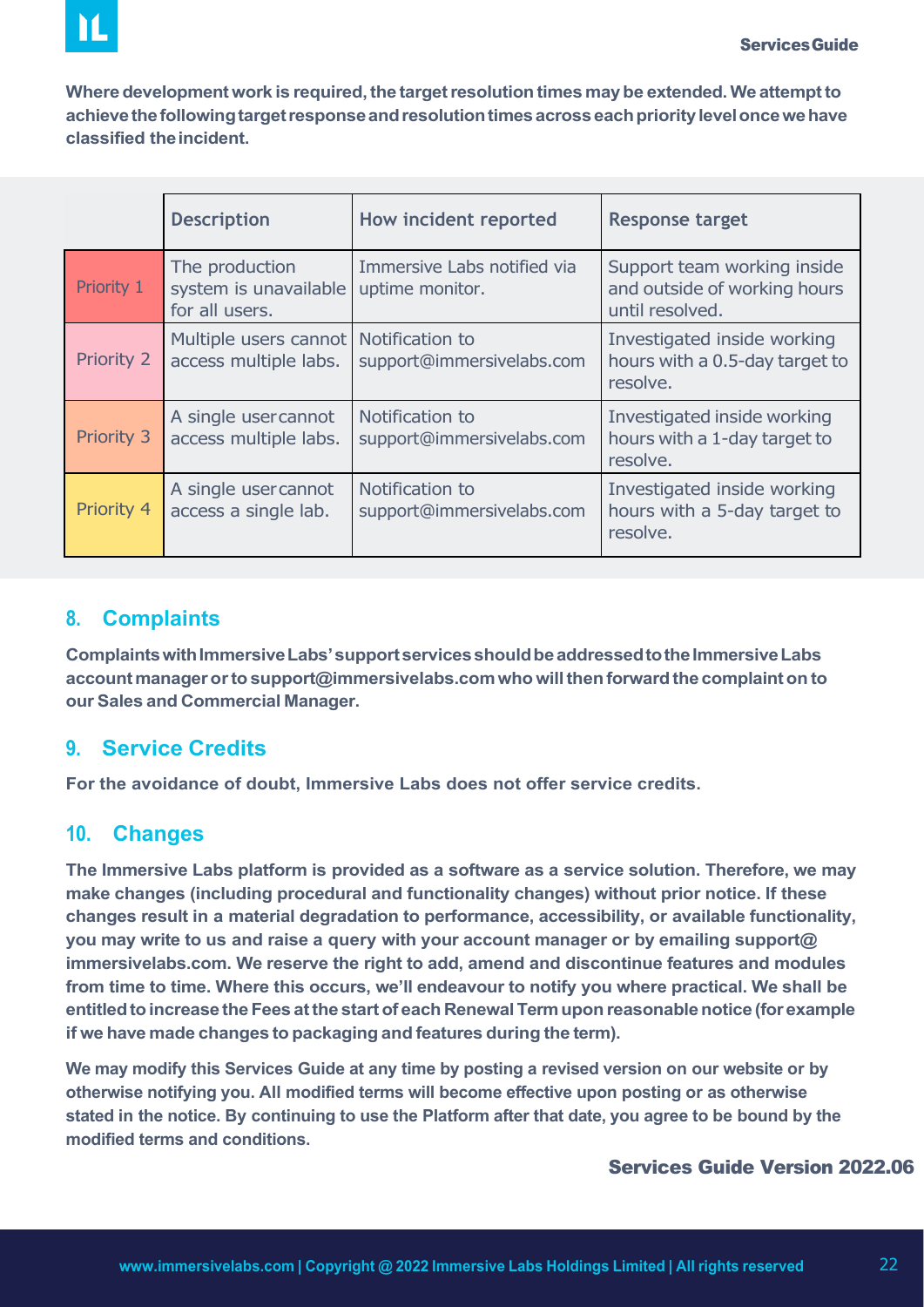Where development work is required, the target resolution times may be extended. We attempt to achieve the following target response and resolution times across each priority level once we have classified the incident.

| | Description | How incident reported | Response target |
|---|---|---|---|
| Priority 1 | The production system is unavailable for all users. | Immersive Labs notified via uptime monitor. | Support team working inside and outside of working hours until resolved. |
| Priority 2 | Multiple users cannot access multiple labs. | Notification to support@immersivelabs.com | Investigated inside working hours with a 0.5-day target to resolve. |
| Priority 3 | A single user cannot access multiple labs. | Notification to support@immersivelabs.com | Investigated inside working hours with a 1-day target to resolve. |
| Priority 4 | A single user cannot access a single lab. | Notification to support@immersivelabs.com | Investigated inside working hours with a 5-day target to resolve. |

## 8. Complaints

Complaints with Immersive Labs' support services should be addressed to the Immersive Labs account manager or to support@immersivelabs.com who will then forward the complaint on to our Sales and Commercial Manager.

## 9. Service Credits

For the avoidance of doubt, Immersive Labs does not offer service credits.

## 10. Changes

The Immersive Labs platform is provided as a software as a service solution. Therefore, we may make changes (including procedural and functionality changes) without prior notice. If these changes result in a material degradation to performance, accessibility, or available functionality, you may write to us and raise a query with your account manager or by emailing support@ immersivelabs.com. We reserve the right to add, amend and discontinue features and modules from time to time. Where this occurs, we'll endeavour to notify you where practical. We shall be entitled to increase the Fees at the start of each Renewal Term upon reasonable notice (for example if we have made changes to packaging and features during the term).

We may modify this Services Guide at any time by posting a revised version on our website or by otherwise notifying you. All modified terms will become effective upon posting or as otherwise stated in the notice. By continuing to use the Platform after that date, you agree to be bound by the modified terms and conditions.

**Services Guide Version 2022.06**